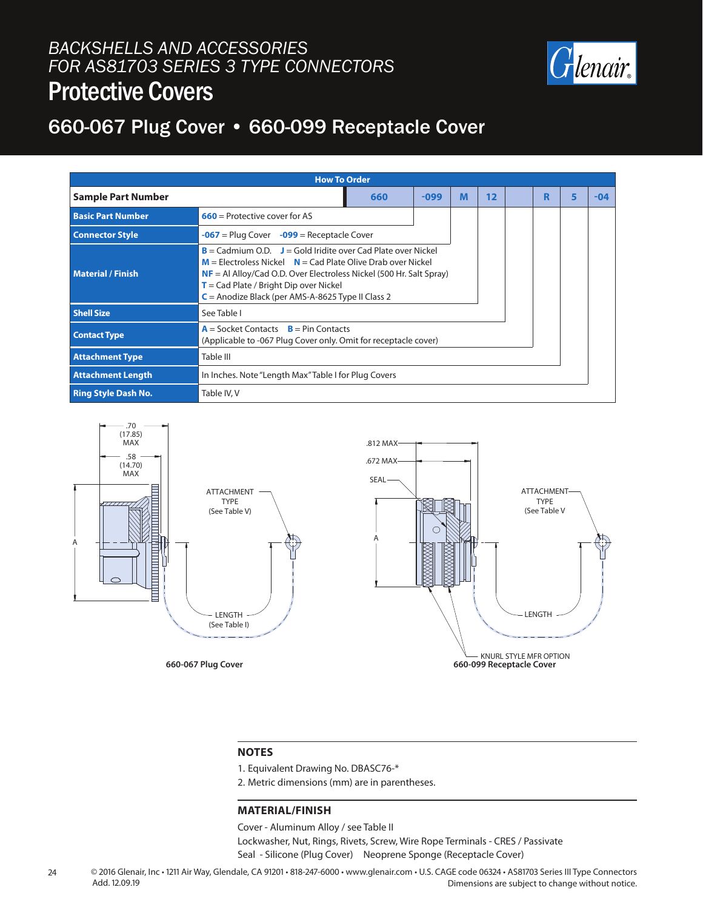# BACKSHELLS AND ACCESSORIES FOR AS81703 SERIES 3 TYPE CONNECTORS

# Protective Covers

## 660-067 Plug Cover • 660-099 Receptacle Cover

**How To Order**

| Sample Part Number | 660 | -099 | M | 12 | | R | 5 | -04 |
|---|---|---|---|---|---|---|---|---|
| **Basic Part Number** | **660** = Protective cover for AS | | | | | | | |
| **Connector Style** | **-067** = Plug Cover **-099** = Receptacle Cover | | | | | | | |
| **Material / Finish** | **B** = Cadmium O.D. **J** = Gold Iridite over Cad Plate over Nickel<br>**M** = Electroless Nickel **N** = Cad Plate Olive Drab over Nickel<br>**NF** = Al Alloy/Cad O.D. Over Electroless Nickel (500 Hr. Salt Spray)<br>**T** = Cad Plate / Bright Dip over Nickel<br>**C** = Anodize Black (per AMS-A-8625 Type II Class 2 | | | | | | | |
| **Shell Size** | See Table I | | | | | | | |
| **Contact Type** | **A** = Socket Contacts **B** = Pin Contacts<br>(Applicable to -067 Plug Cover only. Omit for receptacle cover) | | | | | | | |
| **Attachment Type** | Table III | | | | | | | |
| **Attachment Length** | In Inches. Note "Length Max" Table I for Plug Covers | | | | | | | |
| **Ring Style Dash No.** | Table IV, V | | | | | | | |

.70 (17.85) MAX

.58 (14.70) MAX

A

ATTACHMENT TYPE (See Table V)

LENGTH (See Table I)

**660-067 Plug Cover**

.812 MAX

.672 MAX

SEAL

A

ATTACHMENT TYPE (See Table V

LENGTH

KNURL STYLE MFR OPTION

**660-099 Receptacle Cover**

### NOTES

1. Equivalent Drawing No. DBASC76-*
2. Metric dimensions (mm) are in parentheses.

### MATERIAL/FINISH

Cover - Aluminum Alloy / see Table II

Lockwasher, Nut, Rings, Rivets, Screw, Wire Rope Terminals - CRES / Passivate

Seal - Silicone (Plug Cover) Neoprene Sponge (Receptacle Cover)

© 2016 Glenair, Inc • 1211 Air Way, Glendale, CA 91201 • 818-247-6000 • www.glenair.com • U.S. CAGE code 06324 • AS81703 Series III Type Connectors

Add. 12.09.19

Dimensions are subject to change without notice.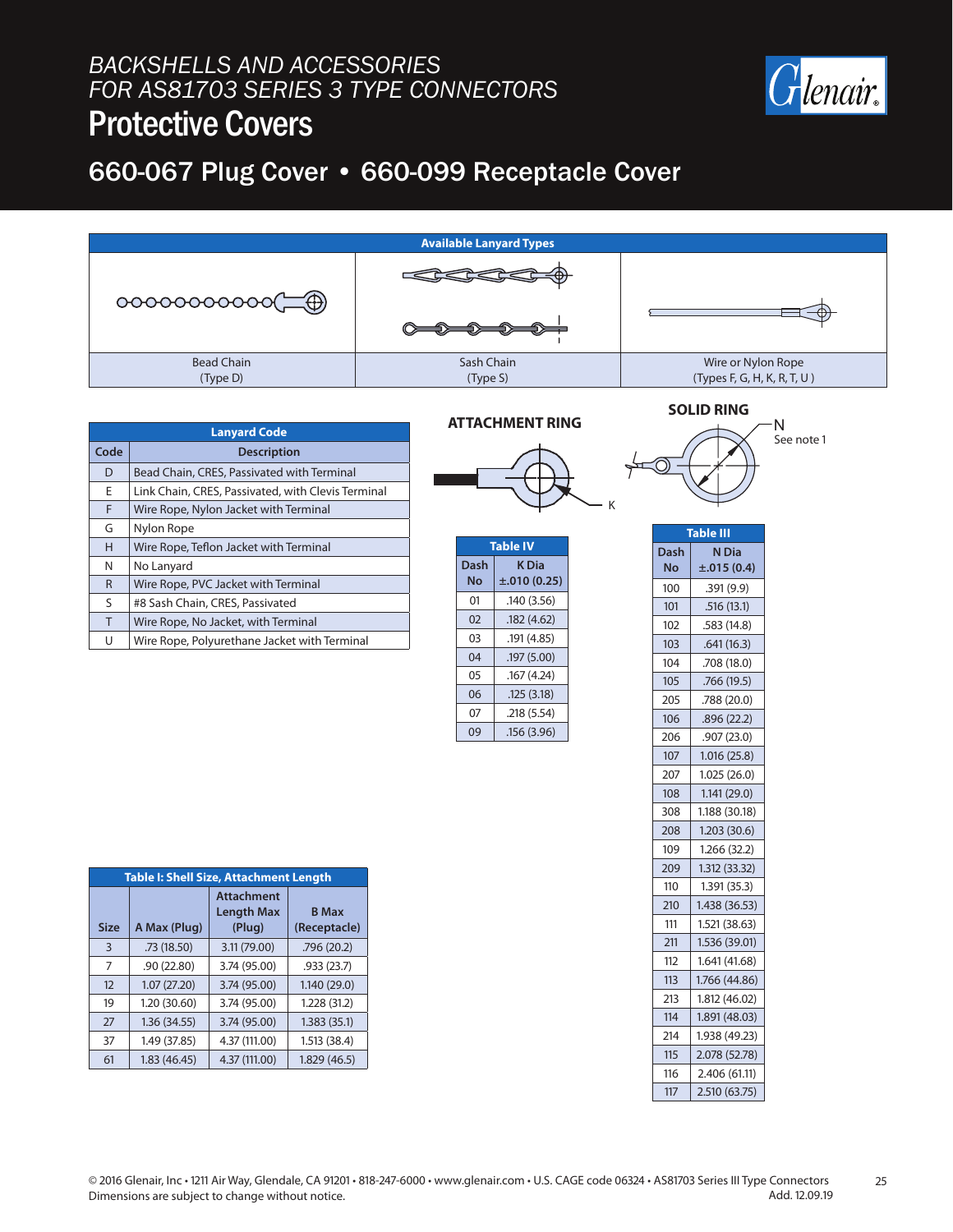*BACKSHELLS AND ACCESSORIES*
*FOR AS81703 SERIES 3 TYPE CONNECTORS*

# Protective Covers

## 660-067 Plug Cover • 660-099 Receptacle Cover

| Available Lanyard Types | | |
|---|---|---|
| Bead Chain (Type D) | Sash Chain (Type S) | Wire or Nylon Rope (Types F, G, H, K, R, T, U ) |

| Lanyard Code | |
|---|---|
| **Code** | **Description** |
| D | Bead Chain, CRES, Passivated with Terminal |
| E | Link Chain, CRES, Passivated, with Clevis Terminal |
| F | Wire Rope, Nylon Jacket with Terminal |
| G | Nylon Rope |
| H | Wire Rope, Teflon Jacket with Terminal |
| N | No Lanyard |
| R | Wire Rope, PVC Jacket with Terminal |
| S | #8 Sash Chain, CRES, Passivated |
| T | Wire Rope, No Jacket, with Terminal |
| U | Wire Rope, Polyurethane Jacket with Terminal |

**ATTACHMENT RING**

K

**SOLID RING**

N
See note 1

**Table IV**

| Dash No | K Dia ±.010 (0.25) |
|---|---|
| 01 | .140 (3.56) |
| 02 | .182 (4.62) |
| 03 | .191 (4.85) |
| 04 | .197 (5.00) |
| 05 | .167 (4.24) |
| 06 | .125 (3.18) |
| 07 | .218 (5.54) |
| 09 | .156 (3.96) |

**Table III**

| Dash No | N Dia ±.015 (0.4) |
|---|---|
| 100 | .391 (9.9) |
| 101 | .516 (13.1) |
| 102 | .583 (14.8) |
| 103 | .641 (16.3) |
| 104 | .708 (18.0) |
| 105 | .766 (19.5) |
| 205 | .788 (20.0) |
| 106 | .896 (22.2) |
| 206 | .907 (23.0) |
| 107 | 1.016 (25.8) |
| 207 | 1.025 (26.0) |
| 108 | 1.141 (29.0) |
| 308 | 1.188 (30.18) |
| 208 | 1.203 (30.6) |
| 109 | 1.266 (32.2) |
| 209 | 1.312 (33.32) |
| 110 | 1.391 (35.3) |
| 210 | 1.438 (36.53) |
| 111 | 1.521 (38.63) |
| 211 | 1.536 (39.01) |
| 112 | 1.641 (41.68) |
| 113 | 1.766 (44.86) |
| 213 | 1.812 (46.02) |
| 114 | 1.891 (48.03) |
| 214 | 1.938 (49.23) |
| 115 | 2.078 (52.78) |
| 116 | 2.406 (61.11) |
| 117 | 2.510 (63.75) |

**Table I: Shell Size, Attachment Length**

| Size | A Max (Plug) | Attachment Length Max (Plug) | B Max (Receptacle) |
|---|---|---|---|
| 3 | .73 (18.50) | 3.11 (79.00) | .796 (20.2) |
| 7 | .90 (22.80) | 3.74 (95.00) | .933 (23.7) |
| 12 | 1.07 (27.20) | 3.74 (95.00) | 1.140 (29.0) |
| 19 | 1.20 (30.60) | 3.74 (95.00) | 1.228 (31.2) |
| 27 | 1.36 (34.55) | 3.74 (95.00) | 1.383 (35.1) |
| 37 | 1.49 (37.85) | 4.37 (111.00) | 1.513 (38.4) |
| 61 | 1.83 (46.45) | 4.37 (111.00) | 1.829 (46.5) |

© 2016 Glenair, Inc • 1211 Air Way, Glendale, CA 91201 • 818-247-6000 • www.glenair.com • U.S. CAGE code 06324 • AS81703 Series III Type Connectors
Dimensions are subject to change without notice. Add. 12.09.19